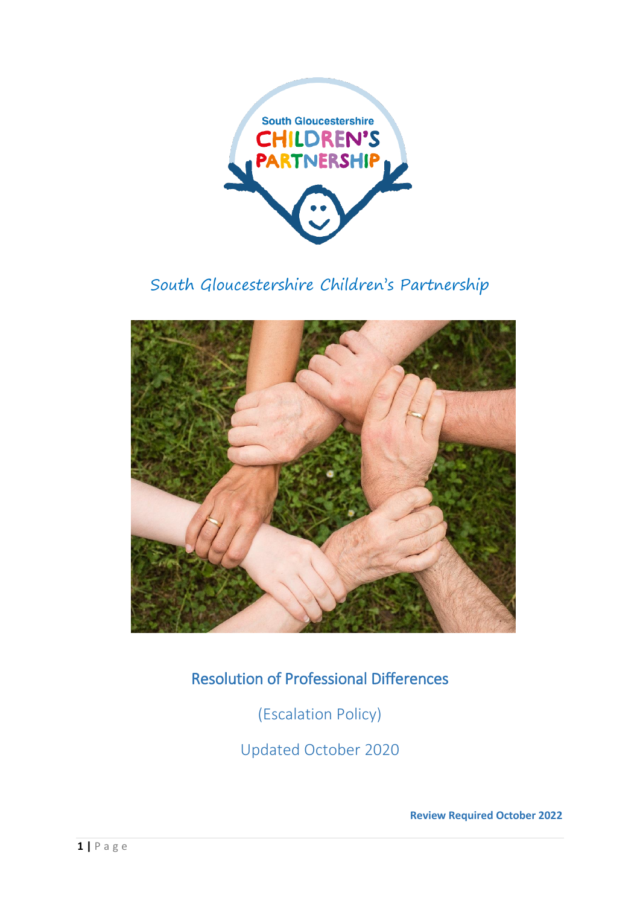South Gloucestershire Children's Partnership

# Resolution of Professional Differences

(Escalation Policy)

Updated October 2020

**Review Required October 2022**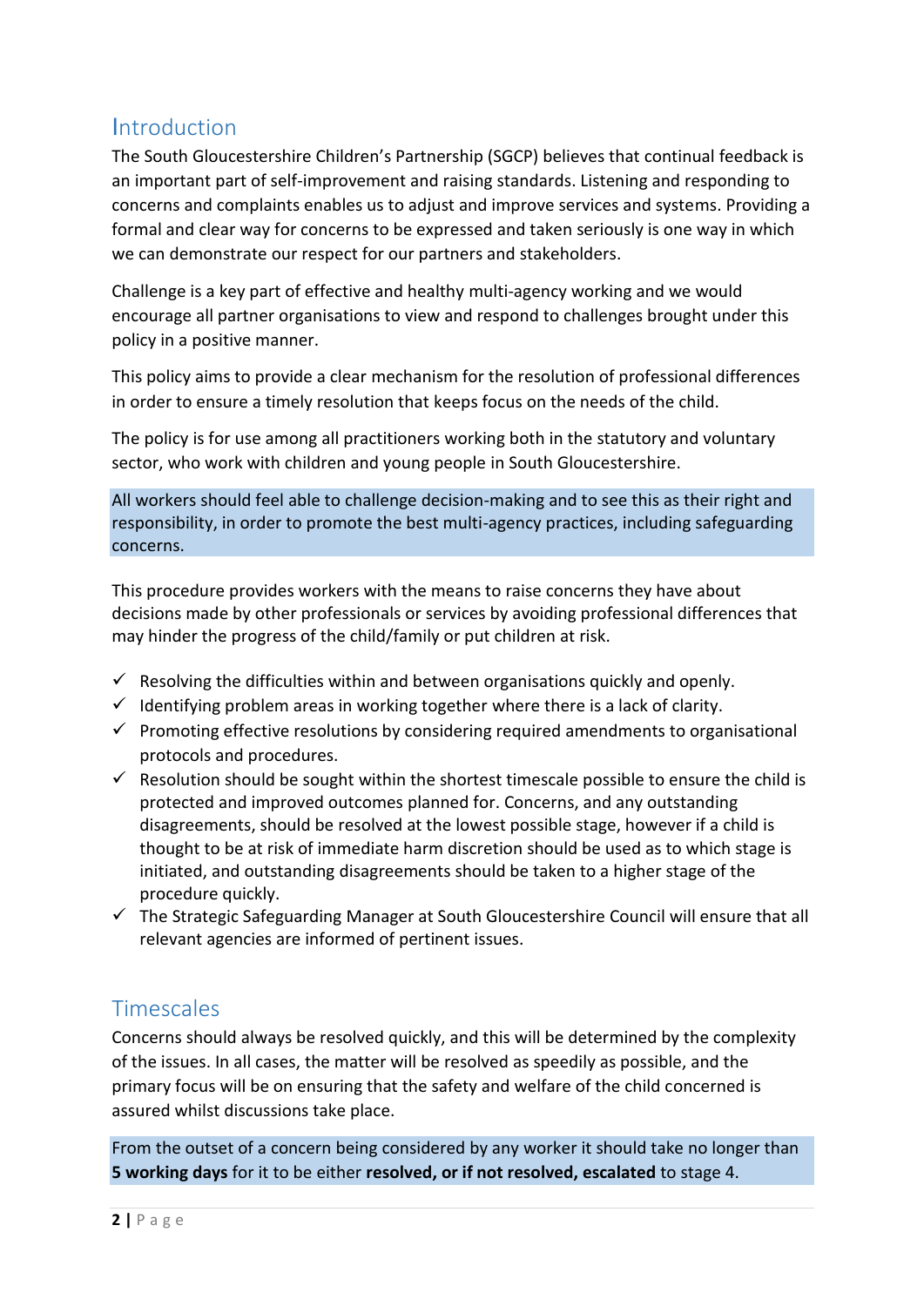## Introduction

The South Gloucestershire Children's Partnership (SGCP) believes that continual feedback is an important part of self-improvement and raising standards. Listening and responding to concerns and complaints enables us to adjust and improve services and systems. Providing a formal and clear way for concerns to be expressed and taken seriously is one way in which we can demonstrate our respect for our partners and stakeholders.

Challenge is a key part of effective and healthy multi-agency working and we would encourage all partner organisations to view and respond to challenges brought under this policy in a positive manner.

This policy aims to provide a clear mechanism for the resolution of professional differences in order to ensure a timely resolution that keeps focus on the needs of the child.

The policy is for use among all practitioners working both in the statutory and voluntary sector, who work with children and young people in South Gloucestershire.

All workers should feel able to challenge decision-making and to see this as their right and responsibility, in order to promote the best multi-agency practices, including safeguarding concerns.

This procedure provides workers with the means to raise concerns they have about decisions made by other professionals or services by avoiding professional differences that may hinder the progress of the child/family or put children at risk.

- ✓ Resolving the difficulties within and between organisations quickly and openly.
- ✓ Identifying problem areas in working together where there is a lack of clarity.
- ✓ Promoting effective resolutions by considering required amendments to organisational protocols and procedures.
- ✓ Resolution should be sought within the shortest timescale possible to ensure the child is protected and improved outcomes planned for. Concerns, and any outstanding disagreements, should be resolved at the lowest possible stage, however if a child is thought to be at risk of immediate harm discretion should be used as to which stage is initiated, and outstanding disagreements should be taken to a higher stage of the procedure quickly.
- ✓ The Strategic Safeguarding Manager at South Gloucestershire Council will ensure that all relevant agencies are informed of pertinent issues.

## Timescales

Concerns should always be resolved quickly, and this will be determined by the complexity of the issues. In all cases, the matter will be resolved as speedily as possible, and the primary focus will be on ensuring that the safety and welfare of the child concerned is assured whilst discussions take place.

From the outset of a concern being considered by any worker it should take no longer than **5 working days** for it to be either **resolved, or if not resolved, escalated** to stage 4.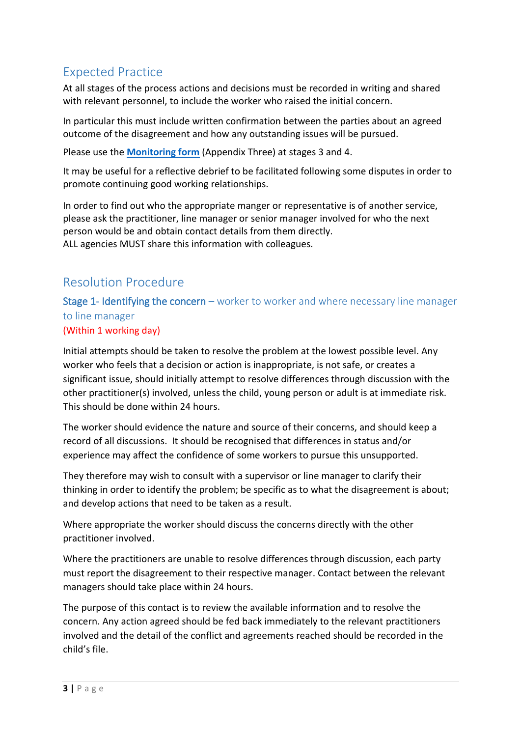## Expected Practice

At all stages of the process actions and decisions must be recorded in writing and shared with relevant personnel, to include the worker who raised the initial concern.

In particular this must include written confirmation between the parties about an agreed outcome of the disagreement and how any outstanding issues will be pursued.

Please use the **Monitoring form** (Appendix Three) at stages 3 and 4.

It may be useful for a reflective debrief to be facilitated following some disputes in order to promote continuing good working relationships.

In order to find out who the appropriate manger or representative is of another service, please ask the practitioner, line manager or senior manager involved for who the next person would be and obtain contact details from them directly.
ALL agencies MUST share this information with colleagues.

## Resolution Procedure

### Stage 1- Identifying the concern – worker to worker and where necessary line manager to line manager

(Within 1 working day)

Initial attempts should be taken to resolve the problem at the lowest possible level. Any worker who feels that a decision or action is inappropriate, is not safe, or creates a significant issue, should initially attempt to resolve differences through discussion with the other practitioner(s) involved, unless the child, young person or adult is at immediate risk. This should be done within 24 hours.

The worker should evidence the nature and source of their concerns, and should keep a record of all discussions. It should be recognised that differences in status and/or experience may affect the confidence of some workers to pursue this unsupported.

They therefore may wish to consult with a supervisor or line manager to clarify their thinking in order to identify the problem; be specific as to what the disagreement is about; and develop actions that need to be taken as a result.

Where appropriate the worker should discuss the concerns directly with the other practitioner involved.

Where the practitioners are unable to resolve differences through discussion, each party must report the disagreement to their respective manager. Contact between the relevant managers should take place within 24 hours.

The purpose of this contact is to review the available information and to resolve the concern. Any action agreed should be fed back immediately to the relevant practitioners involved and the detail of the conflict and agreements reached should be recorded in the child's file.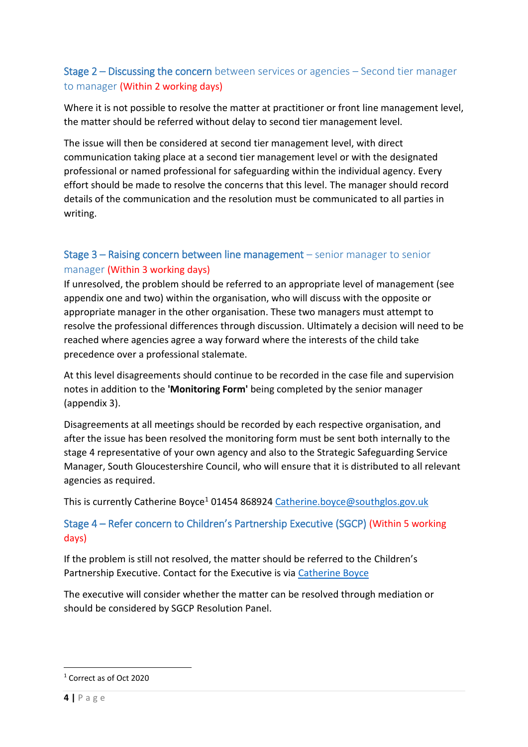## Stage 2 – Discussing the concern between services or agencies – Second tier manager to manager (Within 2 working days)

Where it is not possible to resolve the matter at practitioner or front line management level, the matter should be referred without delay to second tier management level.

The issue will then be considered at second tier management level, with direct communication taking place at a second tier management level or with the designated professional or named professional for safeguarding within the individual agency. Every effort should be made to resolve the concerns that this level. The manager should record details of the communication and the resolution must be communicated to all parties in writing.

## Stage 3 – Raising concern between line management – senior manager to senior manager (Within 3 working days)

If unresolved, the problem should be referred to an appropriate level of management (see appendix one and two) within the organisation, who will discuss with the opposite or appropriate manager in the other organisation. These two managers must attempt to resolve the professional differences through discussion. Ultimately a decision will need to be reached where agencies agree a way forward where the interests of the child take precedence over a professional stalemate.

At this level disagreements should continue to be recorded in the case file and supervision notes in addition to the **'Monitoring Form'** being completed by the senior manager (appendix 3).

Disagreements at all meetings should be recorded by each respective organisation, and after the issue has been resolved the monitoring form must be sent both internally to the stage 4 representative of your own agency and also to the Strategic Safeguarding Service Manager, South Gloucestershire Council, who will ensure that it is distributed to all relevant agencies as required.

This is currently Catherine Boyce[1] 01454 868924 Catherine.boyce@southglos.gov.uk

## Stage 4 – Refer concern to Children's Partnership Executive (SGCP) (Within 5 working days)

If the problem is still not resolved, the matter should be referred to the Children's Partnership Executive. Contact for the Executive is via Catherine Boyce

The executive will consider whether the matter can be resolved through mediation or should be considered by SGCP Resolution Panel.

[1] Correct as of Oct 2020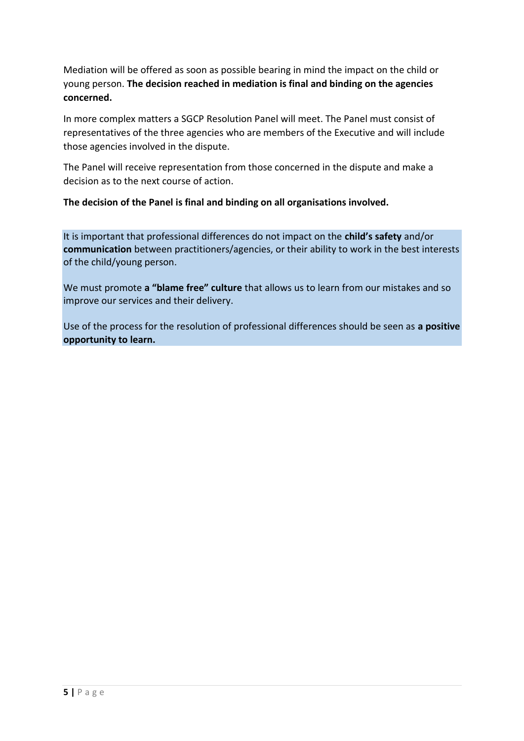Mediation will be offered as soon as possible bearing in mind the impact on the child or young person. **The decision reached in mediation is final and binding on the agencies concerned.**

In more complex matters a SGCP Resolution Panel will meet. The Panel must consist of representatives of the three agencies who are members of the Executive and will include those agencies involved in the dispute.

The Panel will receive representation from those concerned in the dispute and make a decision as to the next course of action.

**The decision of the Panel is final and binding on all organisations involved.**

It is important that professional differences do not impact on the **child's safety** and/or **communication** between practitioners/agencies, or their ability to work in the best interests of the child/young person.

We must promote **a "blame free" culture** that allows us to learn from our mistakes and so improve our services and their delivery.

Use of the process for the resolution of professional differences should be seen as **a positive opportunity to learn.**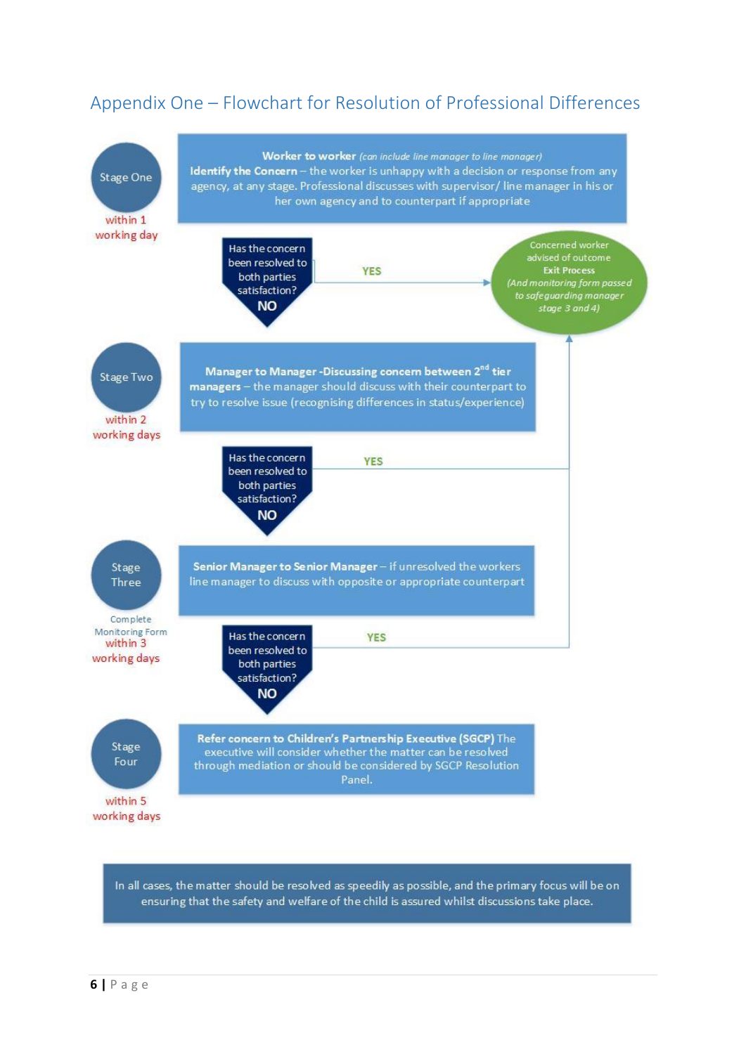## Appendix One – Flowchart for Resolution of Professional Differences

**Stage One** – within 1 working day

**Worker to worker** *(can include line manager to line manager)*
**Identify the Concern** – the worker is unhappy with a decision or response from any agency, at any stage. Professional discusses with supervisor/ line manager in his or her own agency and to counterpart if appropriate

Has the concern been resolved to both parties satisfaction?

- **YES** → Concerned worker advised of outcome **Exit Process** *(And monitoring form passed to safeguarding manager stage 3 and 4)*
- **NO** → Stage Two

**Stage Two** – within 2 working days

**Manager to Manager -Discussing concern between 2nd tier managers** – the manager should discuss with their counterpart to try to resolve issue (recognising differences in status/experience)

Has the concern been resolved to both parties satisfaction?

- **YES** → Concerned worker advised of outcome, Exit Process
- **NO** → Stage Three

**Stage Three** – Complete Monitoring Form within 3 working days

**Senior Manager to Senior Manager** – if unresolved the workers line manager to discuss with opposite or appropriate counterpart

Has the concern been resolved to both parties satisfaction?

- **YES** → Concerned worker advised of outcome, Exit Process
- **NO** → Stage Four

**Stage Four** – within 5 working days

**Refer concern to Children's Partnership Executive (SGCP)** The executive will consider whether the matter can be resolved through mediation or should be considered by SGCP Resolution Panel.

In all cases, the matter should be resolved as speedily as possible, and the primary focus will be on ensuring that the safety and welfare of the child is assured whilst discussions take place.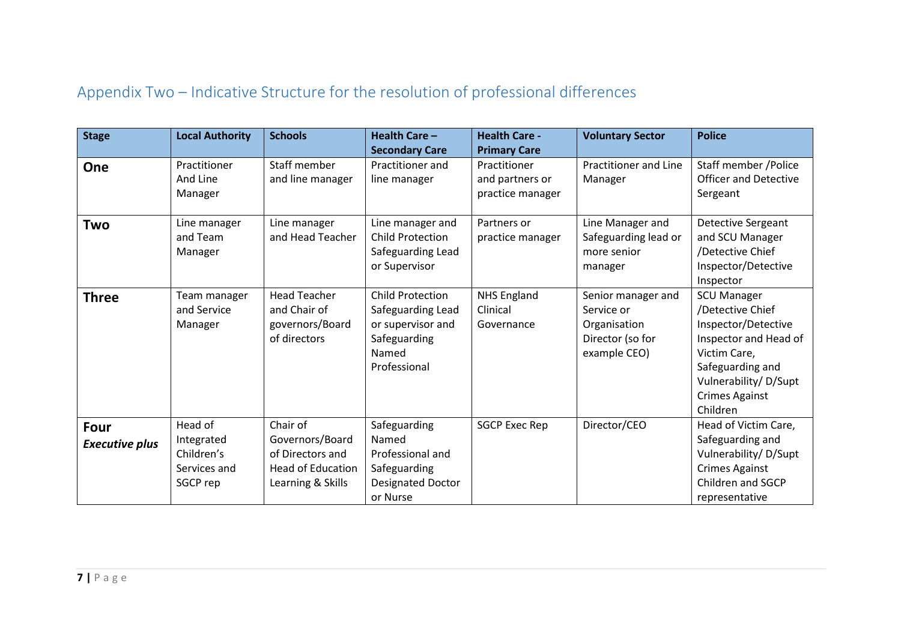## Appendix Two – Indicative Structure for the resolution of professional differences

| Stage | Local Authority | Schools | Health Care – Secondary Care | Health Care - Primary Care | Voluntary Sector | Police |
|---|---|---|---|---|---|---|
| **One** | Practitioner And Line Manager | Staff member and line manager | Practitioner and line manager | Practitioner and partners or practice manager | Practitioner and Line Manager | Staff member /Police Officer and Detective Sergeant |
| **Two** | Line manager and Team Manager | Line manager and Head Teacher | Line manager and Child Protection Safeguarding Lead or Supervisor | Partners or practice manager | Line Manager and Safeguarding lead or more senior manager | Detective Sergeant and SCU Manager /Detective Chief Inspector/Detective Inspector |
| **Three** | Team manager and Service Manager | Head Teacher and Chair of governors/Board of directors | Child Protection Safeguarding Lead or supervisor and Safeguarding Named Professional | NHS England Clinical Governance | Senior manager and Service or Organisation Director (so for example CEO) | SCU Manager /Detective Chief Inspector/Detective Inspector and Head of Victim Care, Safeguarding and Vulnerability/ D/Supt Crimes Against Children |
| **Four** ***Executive plus*** | Head of Integrated Children's Services and SGCP rep | Chair of Governors/Board of Directors and Head of Education Learning & Skills | Safeguarding Named Professional and Safeguarding Designated Doctor or Nurse | SGCP Exec Rep | Director/CEO | Head of Victim Care, Safeguarding and Vulnerability/ D/Supt Crimes Against Children and SGCP representative |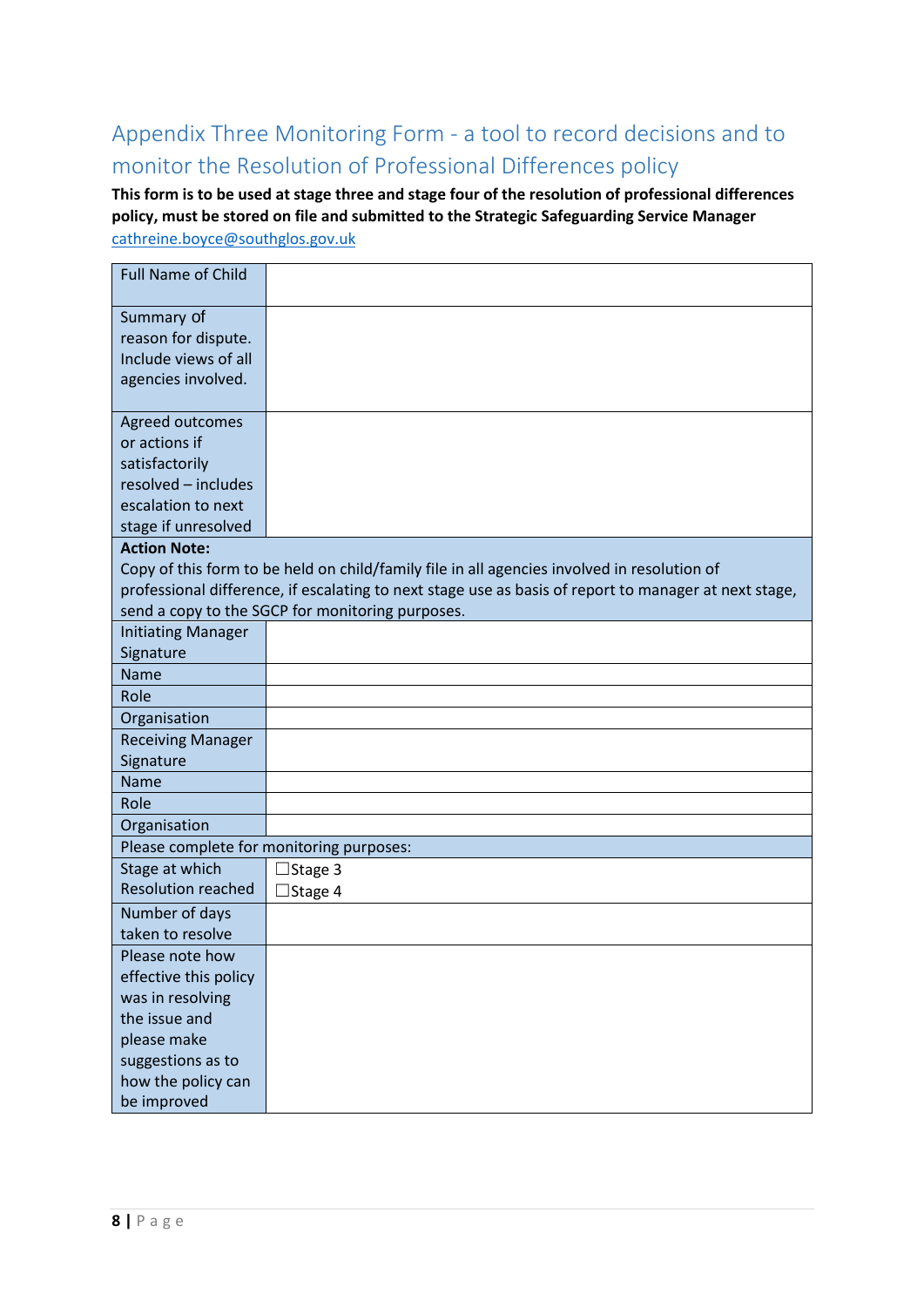## Appendix Three Monitoring Form - a tool to record decisions and to monitor the Resolution of Professional Differences policy

**This form is to be used at stage three and stage four of the resolution of professional differences policy, must be stored on file and submitted to the Strategic Safeguarding Service Manager** cathreine.boyce@southglos.gov.uk

| | |
|---|---|
| Full Name of Child | |
| Summary of reason for dispute. Include views of all agencies involved. | |
| Agreed outcomes or actions if satisfactorily resolved – includes escalation to next stage if unresolved | |
| **Action Note:** Copy of this form to be held on child/family file in all agencies involved in resolution of professional difference, if escalating to next stage use as basis of report to manager at next stage, send a copy to the SGCP for monitoring purposes. | |
| Initiating Manager Signature | |
| Name | |
| Role | |
| Organisation | |
| Receiving Manager Signature | |
| Name | |
| Role | |
| Organisation | |
| Please complete for monitoring purposes: | |
| Stage at which Resolution reached | ☐Stage 3<br>☐Stage 4 |
| Number of days taken to resolve | |
| Please note how effective this policy was in resolving the issue and please make suggestions as to how the policy can be improved | |